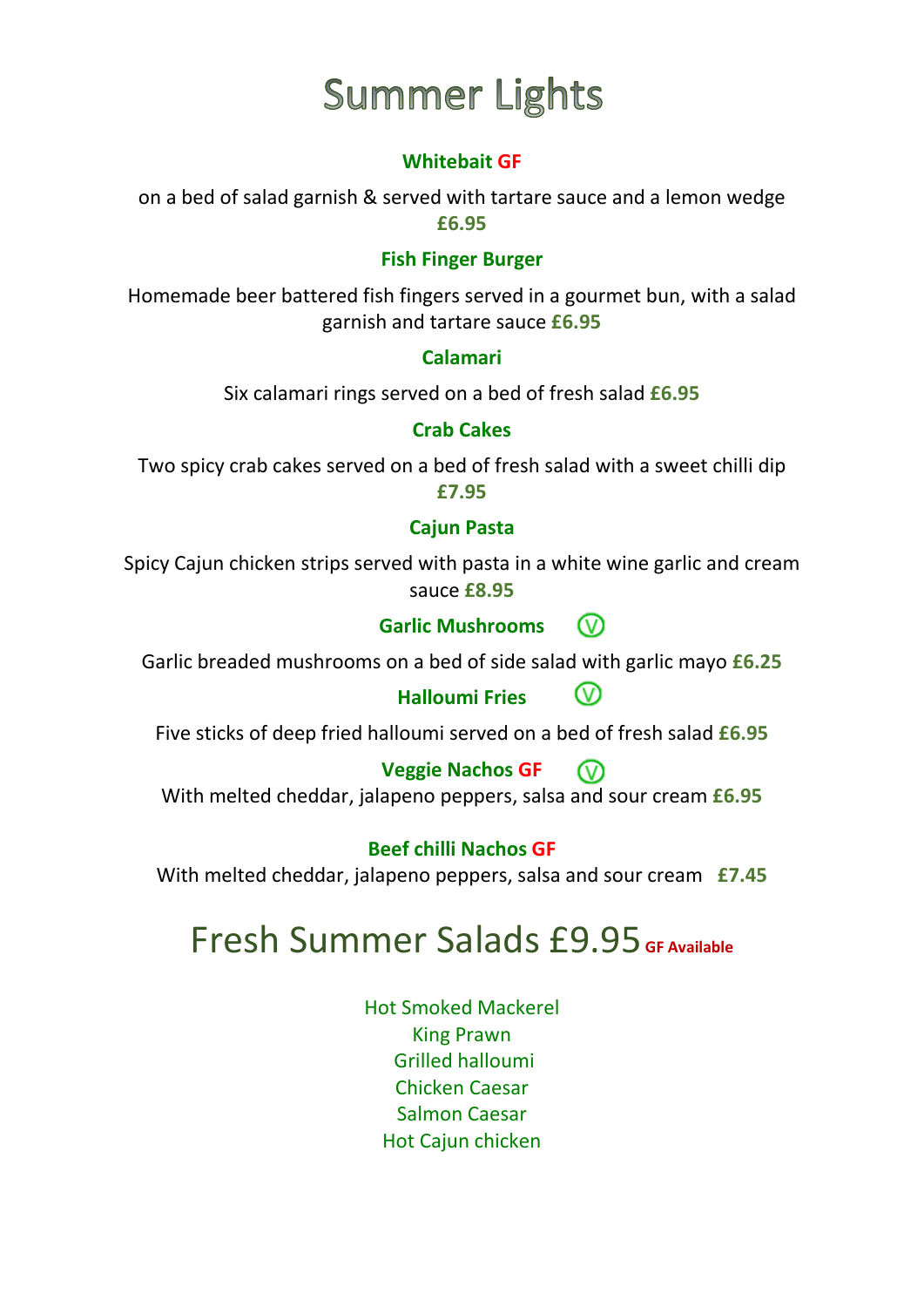# Summer Lights

**Whitebait GF**

on a bed of salad garnish & served with tartare sauce and a lemon wedge **£6.95**

**Fish Finger Burger**

Homemade beer battered fish fingers served in a gourmet bun, with a salad garnish and tartare sauce **£6.95**

**Calamari**

Six calamari rings served on a bed of fresh salad **£6.95**

**Crab Cakes**

Two spicy crab cakes served on a bed of fresh salad with a sweet chilli dip **£7.95**

**Cajun Pasta**

Spicy Cajun chicken strips served with pasta in a white wine garlic and cream sauce **£8.95**

**Garlic Mushrooms** (V)

Garlic breaded mushrooms on a bed of side salad with garlic mayo **£6.25**

**Halloumi Fries** (V)

Five sticks of deep fried halloumi served on a bed of fresh salad **£6.95**

**Veggie Nachos GF** (V)

With melted cheddar, jalapeno peppers, salsa and sour cream **£6.95**

**Beef chilli Nachos GF**

With melted cheddar, jalapeno peppers, salsa and sour cream **£7.45**

## Fresh Summer Salads £9.95 GF Available

Hot Smoked Mackerel
King Prawn
Grilled halloumi
Chicken Caesar
Salmon Caesar
Hot Cajun chicken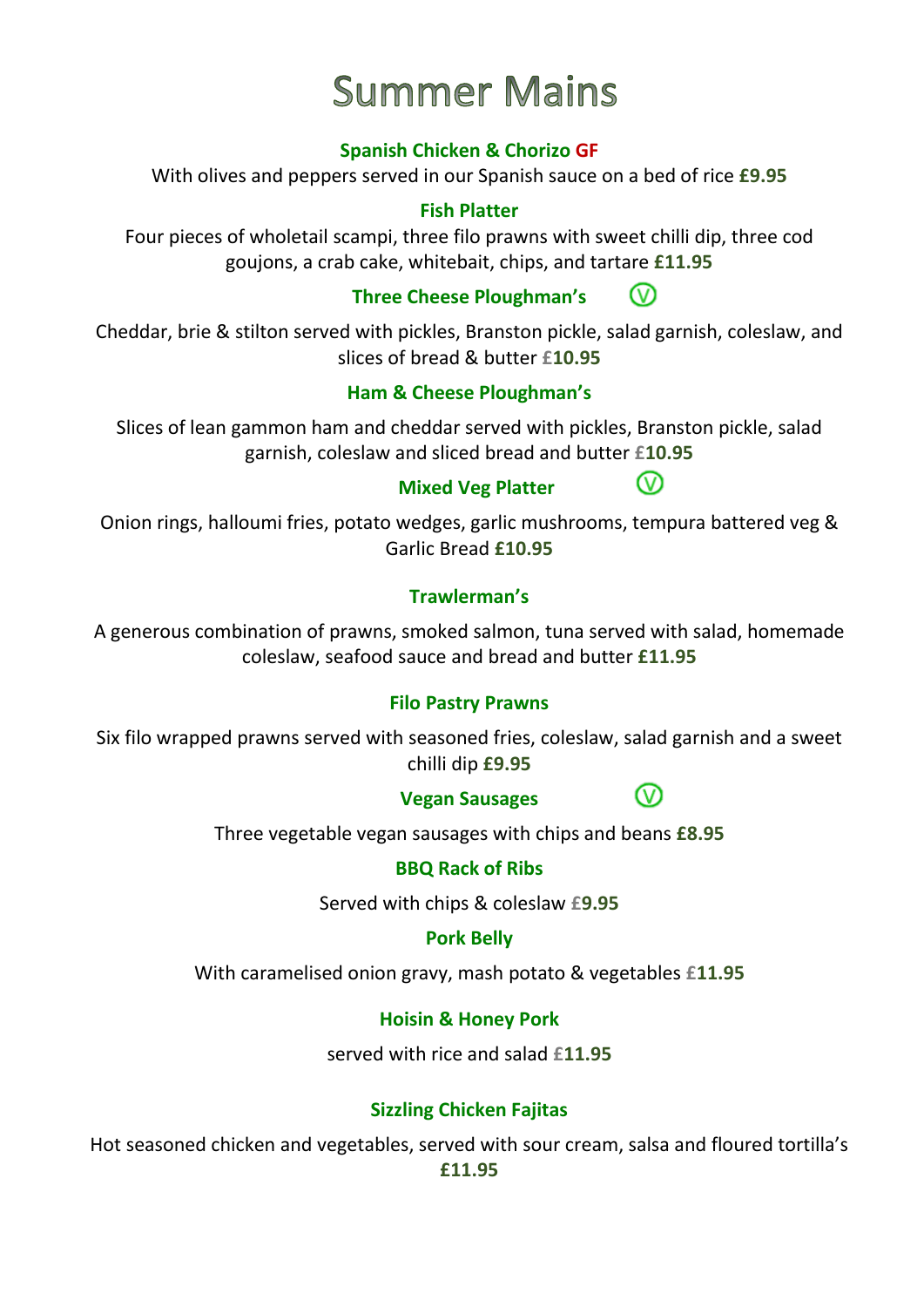# Summer Mains

**Spanish Chicken & Chorizo GF**

With olives and peppers served in our Spanish sauce on a bed of rice **£9.95**

**Fish Platter**

Four pieces of wholetail scampi, three filo prawns with sweet chilli dip, three cod goujons, a crab cake, whitebait, chips, and tartare **£11.95**

**Three Cheese Ploughman's** Ⓥ

Cheddar, brie & stilton served with pickles, Branston pickle, salad garnish, coleslaw, and slices of bread & butter **£10.95**

**Ham & Cheese Ploughman's**

Slices of lean gammon ham and cheddar served with pickles, Branston pickle, salad garnish, coleslaw and sliced bread and butter **£10.95**

**Mixed Veg Platter** Ⓥ

Onion rings, halloumi fries, potato wedges, garlic mushrooms, tempura battered veg & Garlic Bread **£10.95**

**Trawlerman's**

A generous combination of prawns, smoked salmon, tuna served with salad, homemade coleslaw, seafood sauce and bread and butter **£11.95**

**Filo Pastry Prawns**

Six filo wrapped prawns served with seasoned fries, coleslaw, salad garnish and a sweet chilli dip **£9.95**

**Vegan Sausages** Ⓥ

Three vegetable vegan sausages with chips and beans **£8.95**

**BBQ Rack of Ribs**

Served with chips & coleslaw **£9.95**

**Pork Belly**

With caramelised onion gravy, mash potato & vegetables **£11.95**

**Hoisin & Honey Pork**

served with rice and salad **£11.95**

**Sizzling Chicken Fajitas**

Hot seasoned chicken and vegetables, served with sour cream, salsa and floured tortilla's **£11.95**